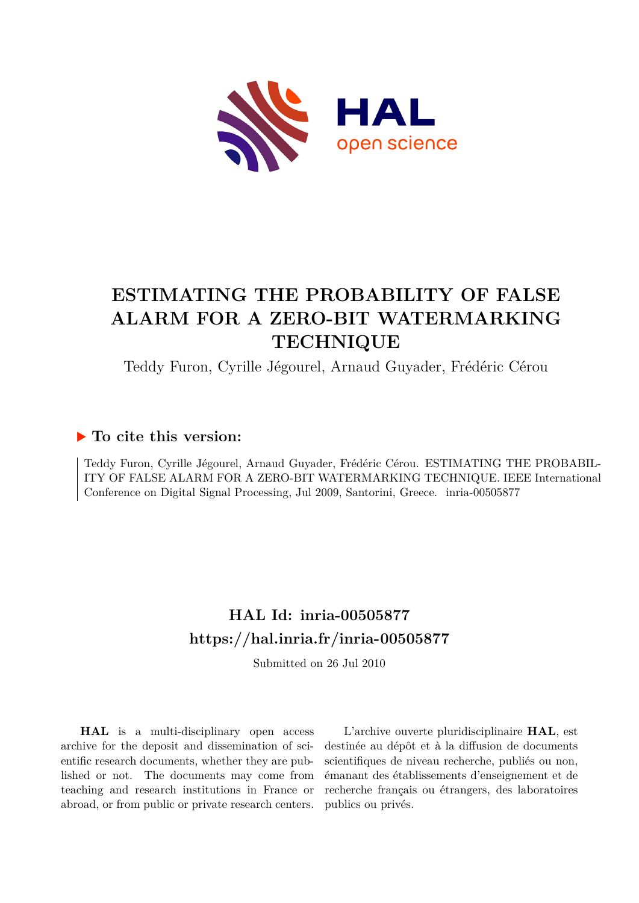# ESTIMATING THE PROBABILITY OF FALSE ALARM FOR A ZERO-BIT WATERMARKING TECHNIQUE

Teddy Furon, Cyrille Jégourel, Arnaud Guyader, Frédéric Cérou

## ▶ To cite this version:

Teddy Furon, Cyrille Jégourel, Arnaud Guyader, Frédéric Cérou. ESTIMATING THE PROBABILITY OF FALSE ALARM FOR A ZERO-BIT WATERMARKING TECHNIQUE. IEEE International Conference on Digital Signal Processing, Jul 2009, Santorini, Greece. inria-00505877

## HAL Id: inria-00505877
## https://hal.inria.fr/inria-00505877

Submitted on 26 Jul 2010

**HAL** is a multi-disciplinary open access archive for the deposit and dissemination of scientific research documents, whether they are published or not. The documents may come from teaching and research institutions in France or abroad, or from public or private research centers.

L'archive ouverte pluridisciplinaire **HAL**, est destinée au dépôt et à la diffusion de documents scientifiques de niveau recherche, publiés ou non, émanant des établissements d'enseignement et de recherche français ou étrangers, des laboratoires publics ou privés.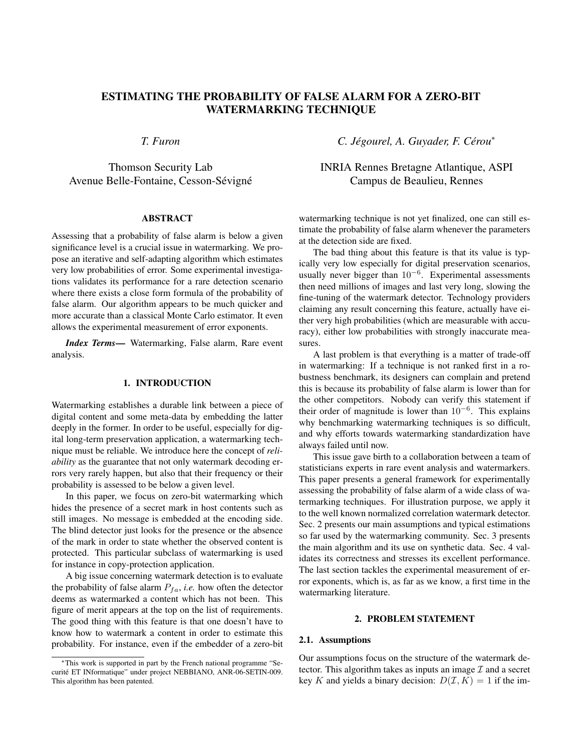# ESTIMATING THE PROBABILITY OF FALSE ALARM FOR A ZERO-BIT WATERMARKING TECHNIQUE

*T. Furon*

Thomson Security Lab
Avenue Belle-Fontaine, Cesson-Sévigné

*C. Jégourel, A. Guyader, F. Cérou*[*]

INRIA Rennes Bretagne Atlantique, ASPI
Campus de Beaulieu, Rennes

## ABSTRACT

Assessing that a probability of false alarm is below a given significance level is a crucial issue in watermarking. We propose an iterative and self-adapting algorithm which estimates very low probabilities of error. Some experimental investigations validates its performance for a rare detection scenario where there exists a close form formula of the probability of false alarm. Our algorithm appears to be much quicker and more accurate than a classical Monte Carlo estimator. It even allows the experimental measurement of error exponents.

***Index Terms*—** Watermarking, False alarm, Rare event analysis.

## 1. INTRODUCTION

Watermarking establishes a durable link between a piece of digital content and some meta-data by embedding the latter deeply in the former. In order to be useful, especially for digital long-term preservation application, a watermarking technique must be reliable. We introduce here the concept of *reliability* as the guarantee that not only watermark decoding errors very rarely happen, but also that their frequency or their probability is assessed to be below a given level.

In this paper, we focus on zero-bit watermarking which hides the presence of a secret mark in host contents such as still images. No message is embedded at the encoding side. The blind detector just looks for the presence or the absence of the mark in order to state whether the observed content is protected. This particular subclass of watermarking is used for instance in copy-protection application.

A big issue concerning watermark detection is to evaluate the probability of false alarm $P_{fa}$, *i.e.* how often the detector deems as watermarked a content which has not been. This figure of merit appears at the top on the list of requirements. The good thing with this feature is that one doesn't have to know how to watermark a content in order to estimate this probability. For instance, even if the embedder of a zero-bit watermarking technique is not yet finalized, one can still estimate the probability of false alarm whenever the parameters at the detection side are fixed.

The bad thing about this feature is that its value is typically very low especially for digital preservation scenarios, usually never bigger than $10^{-6}$. Experimental assessments then need millions of images and last very long, slowing the fine-tuning of the watermark detector. Technology providers claiming any result concerning this feature, actually have either very high probabilities (which are measurable with accuracy), either low probabilities with strongly inaccurate measures.

A last problem is that everything is a matter of trade-off in watermarking: If a technique is not ranked first in a robustness benchmark, its designers can complain and pretend this is because its probability of false alarm is lower than for the other competitors. Nobody can verify this statement if their order of magnitude is lower than $10^{-6}$. This explains why benchmarking watermarking techniques is so difficult, and why efforts towards watermarking standardization have always failed until now.

This issue gave birth to a collaboration between a team of statisticians experts in rare event analysis and watermarkers. This paper presents a general framework for experimentally assessing the probability of false alarm of a wide class of watermarking techniques. For illustration purpose, we apply it to the well known normalized correlation watermark detector. Sec. 2 presents our main assumptions and typical estimations so far used by the watermarking community. Sec. 3 presents the main algorithm and its use on synthetic data. Sec. 4 validates its correctness and stresses its excellent performance. The last section tackles the experimental measurement of error exponents, which is, as far as we know, a first time in the watermarking literature.

## 2. PROBLEM STATEMENT

### 2.1. Assumptions

Our assumptions focus on the structure of the watermark detector. This algorithm takes as inputs an image $\mathcal{I}$ and a secret key $K$ and yields a binary decision: $D(\mathcal{I}, K) = 1$ if the im-

[*] This work is supported in part by the French national programme "Securité ET INformatique" under project NEBBIANO, ANR-06-SETIN-009. This algorithm has been patented.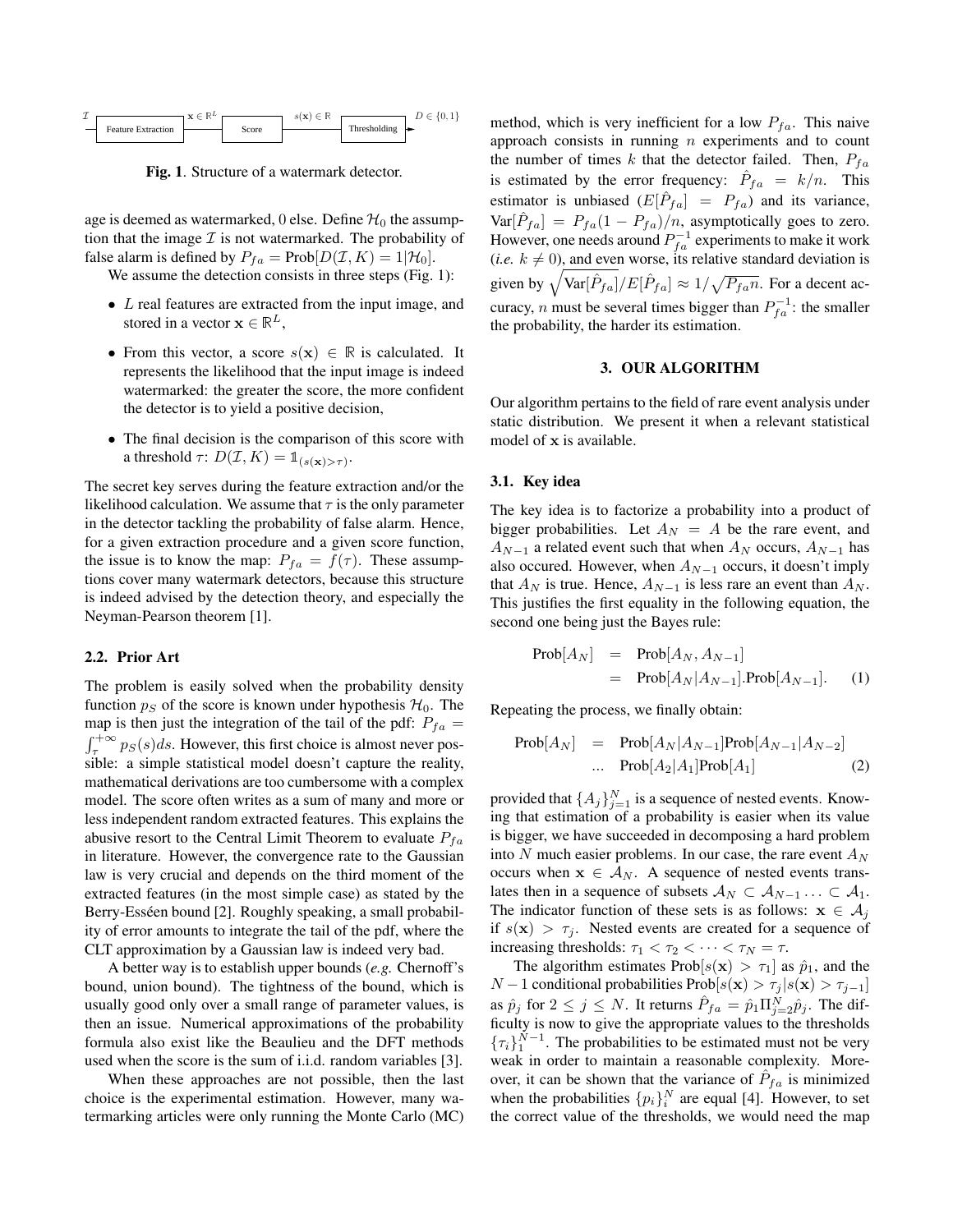$\mathcal{I}$ → Feature Extraction → $\mathbf{x} \in \mathbb{R}^L$ → Score → $s(\mathbf{x}) \in \mathbb{R}$ → Thresholding → $D \in \{0, 1\}$

**Fig. 1**. Structure of a watermark detector.

age is deemed as watermarked, 0 else. Define $\mathcal{H}_0$ the assumption that the image $\mathcal{I}$ is not watermarked. The probability of false alarm is defined by $P_{fa} = \text{Prob}[D(\mathcal{I}, K) = 1|\mathcal{H}_0]$.

We assume the detection consists in three steps (Fig. 1):

- $L$ real features are extracted from the input image, and stored in a vector $\mathbf{x} \in \mathbb{R}^L$,
- From this vector, a score $s(\mathbf{x}) \in \mathbb{R}$ is calculated. It represents the likelihood that the input image is indeed watermarked: the greater the score, the more confident the detector is to yield a positive decision,
- The final decision is the comparison of this score with a threshold $\tau$: $D(\mathcal{I}, K) = \mathbb{1}_{(s(\mathbf{x})>\tau)}$.

The secret key serves during the feature extraction and/or the likelihood calculation. We assume that $\tau$ is the only parameter in the detector tackling the probability of false alarm. Hence, for a given extraction procedure and a given score function, the issue is to know the map: $P_{fa} = f(\tau)$. These assumptions cover many watermark detectors, because this structure is indeed advised by the detection theory, and especially the Neyman-Pearson theorem [1].

### 2.2. Prior Art

The problem is easily solved when the probability density function $p_S$ of the score is known under hypothesis $\mathcal{H}_0$. The map is then just the integration of the tail of the pdf: $P_{fa} = \int_\tau^{+\infty} p_S(s)ds$. However, this first choice is almost never possible: a simple statistical model doesn't capture the reality, mathematical derivations are too cumbersome with a complex model. The score often writes as a sum of many and more or less independent random extracted features. This explains the abusive resort to the Central Limit Theorem to evaluate $P_{fa}$ in literature. However, the convergence rate to the Gaussian law is very crucial and depends on the third moment of the extracted features (in the most simple case) as stated by the Berry-Esséen bound [2]. Roughly speaking, a small probability of error amounts to integrate the tail of the pdf, where the CLT approximation by a Gaussian law is indeed very bad.

A better way is to establish upper bounds (*e.g.* Chernoff's bound, union bound). The tightness of the bound, which is usually good only over a small range of parameter values, is then an issue. Numerical approximations of the probability formula also exist like the Beaulieu and the DFT methods used when the score is the sum of i.i.d. random variables [3].

When these approaches are not possible, then the last choice is the experimental estimation. However, many watermarking articles were only running the Monte Carlo (MC) method, which is very inefficient for a low $P_{fa}$. This naive approach consists in running $n$ experiments and to count the number of times $k$ that the detector failed. Then, $P_{fa}$ is estimated by the error frequency: $\hat{P}_{fa} = k/n$. This estimator is unbiased ($E[\hat{P}_{fa}] = P_{fa}$) and its variance, $\text{Var}[\hat{P}_{fa}] = P_{fa}(1 - P_{fa})/n$, asymptotically goes to zero. However, one needs around $P_{fa}^{-1}$ experiments to make it work (*i.e.* $k \neq 0$), and even worse, its relative standard deviation is given by $\sqrt{\text{Var}[\hat{P}_{fa}]}/E[\hat{P}_{fa}] \approx 1/\sqrt{P_{fa}n}$. For a decent accuracy, $n$ must be several times bigger than $P_{fa}^{-1}$: the smaller the probability, the harder its estimation.

## 3. OUR ALGORITHM

Our algorithm pertains to the field of rare event analysis under static distribution. We present it when a relevant statistical model of $\mathbf{x}$ is available.

### 3.1. Key idea

The key idea is to factorize a probability into a product of bigger probabilities. Let $A_N = A$ be the rare event, and $A_{N-1}$ a related event such that when $A_N$ occurs, $A_{N-1}$ has also occured. However, when $A_{N-1}$ occurs, it doesn't imply that $A_N$ is true. Hence, $A_{N-1}$ is less rare an event than $A_N$. This justifies the first equality in the following equation, the second one being just the Bayes rule:

$$\begin{aligned} \text{Prob}[A_N] &= \text{Prob}[A_N, A_{N-1}] \\ &= \text{Prob}[A_N|A_{N-1}].\text{Prob}[A_{N-1}]. \end{aligned} \quad (1)$$

Repeating the process, we finally obtain:

$$\begin{aligned} \text{Prob}[A_N] &= \text{Prob}[A_N|A_{N-1}]\text{Prob}[A_{N-1}|A_{N-2}] \\ &\quad \dots \ \text{Prob}[A_2|A_1]\text{Prob}[A_1] \end{aligned} \quad (2)$$

provided that $\{A_j\}_{j=1}^N$ is a sequence of nested events. Knowing that estimation of a probability is easier when its value is bigger, we have succeeded in decomposing a hard problem into $N$ much easier problems. In our case, the rare event $A_N$ occurs when $\mathbf{x} \in \mathcal{A}_N$. A sequence of nested events translates then in a sequence of subsets $\mathcal{A}_N \subset \mathcal{A}_{N-1} \ldots \subset \mathcal{A}_1$. The indicator function of these sets is as follows: $\mathbf{x} \in \mathcal{A}_j$ if $s(\mathbf{x}) > \tau_j$. Nested events are created for a sequence of increasing thresholds: $\tau_1 < \tau_2 < \cdots < \tau_N = \tau$.

The algorithm estimates $\text{Prob}[s(\mathbf{x}) > \tau_1]$ as $\hat{p}_1$, and the $N-1$ conditional probabilities $\text{Prob}[s(\mathbf{x}) > \tau_j|s(\mathbf{x}) > \tau_{j-1}]$ as $\hat{p}_j$ for $2 \leq j \leq N$. It returns $\hat{P}_{fa} = \hat{p}_1 \Pi_{j=2}^N \hat{p}_j$. The difficulty is now to give the appropriate values to the thresholds $\{\tau_i\}_1^{N-1}$. The probabilities to be estimated must not be very weak in order to maintain a reasonable complexity. Moreover, it can be shown that the variance of $\hat{P}_{fa}$ is minimized when the probabilities $\{p_i\}_i^N$ are equal [4]. However, to set the correct value of the thresholds, we would need the map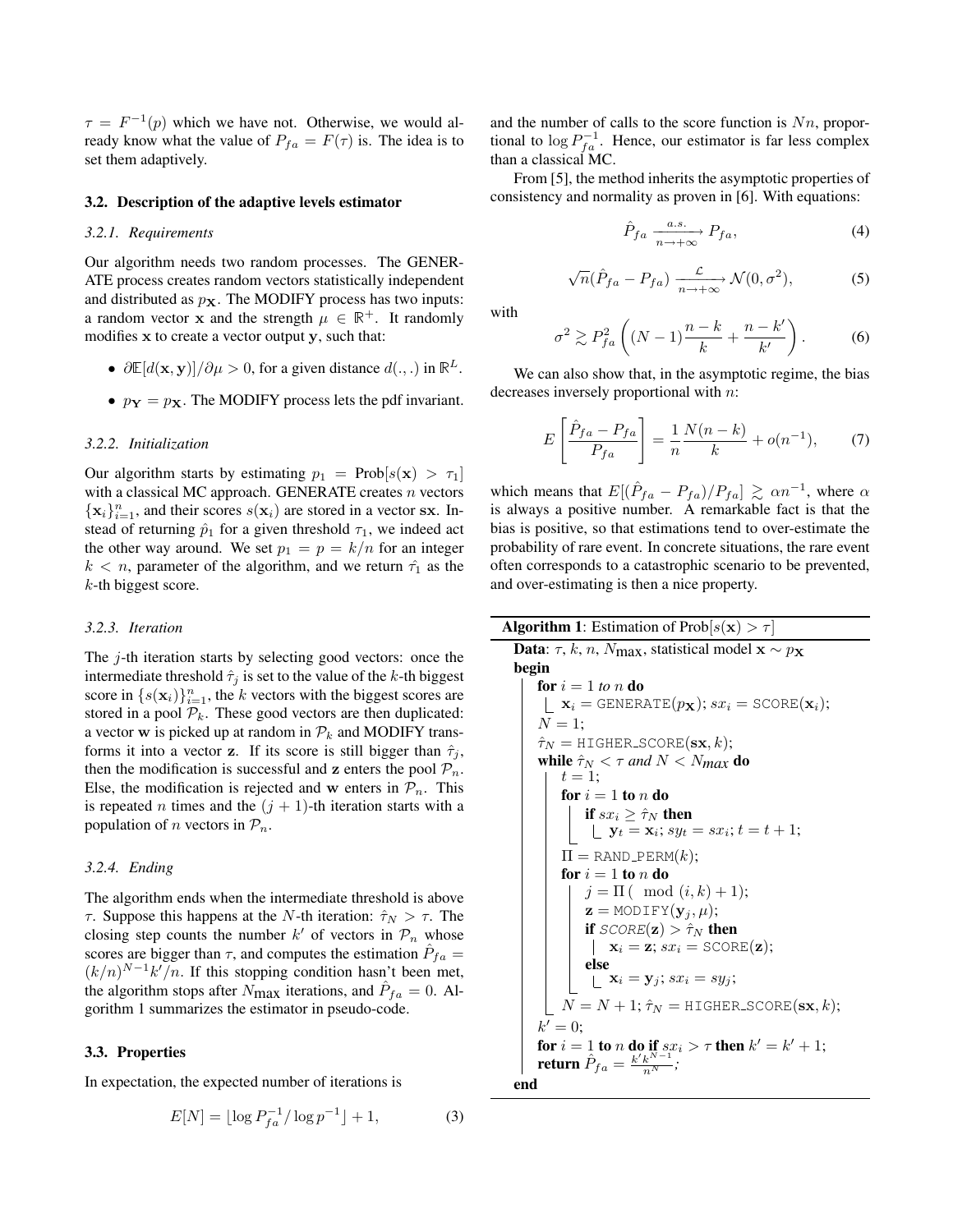$\tau = F^{-1}(p)$ which we have not. Otherwise, we would already know what the value of $P_{fa} = F(\tau)$ is. The idea is to set them adaptively.

### 3.2. Description of the adaptive levels estimator

#### *3.2.1. Requirements*

Our algorithm needs two random processes. The GENERATE process creates random vectors statistically independent and distributed as $p_{\mathbf{X}}$. The MODIFY process has two inputs: a random vector $\mathbf{x}$ and the strength $\mu \in \mathbb{R}^+$. It randomly modifies $\mathbf{x}$ to create a vector output $\mathbf{y}$, such that:

- $\partial \mathbb{E}[d(\mathbf{x}, \mathbf{y})]/\partial \mu > 0$, for a given distance $d(.,.)$ in $\mathbb{R}^L$.
- $p_{\mathbf{Y}} = p_{\mathbf{X}}$. The MODIFY process lets the pdf invariant.

#### *3.2.2. Initialization*

Our algorithm starts by estimating $p_1 = \text{Prob}[s(\mathbf{x}) > \tau_1]$ with a classical MC approach. GENERATE creates $n$ vectors $\{\mathbf{x}_i\}_{i=1}^n$, and their scores $s(\mathbf{x}_i)$ are stored in a vector $\mathbf{sx}$. Instead of returning $\hat{p}_1$ for a given threshold $\tau_1$, we indeed act the other way around. We set $p_1 = p = k/n$ for an integer $k < n$, parameter of the algorithm, and we return $\hat{\tau}_1$ as the $k$-th biggest score.

#### *3.2.3. Iteration*

The $j$-th iteration starts by selecting good vectors: once the intermediate threshold $\hat{\tau}_j$ is set to the value of the $k$-th biggest score in $\{s(\mathbf{x}_i)\}_{i=1}^n$, the $k$ vectors with the biggest scores are stored in a pool $\mathcal{P}_k$. These good vectors are then duplicated: a vector $\mathbf{w}$ is picked up at random in $\mathcal{P}_k$ and MODIFY transforms it into a vector $\mathbf{z}$. If its score is still bigger than $\hat{\tau}_j$, then the modification is successful and $\mathbf{z}$ enters the pool $\mathcal{P}_n$. Else, the modification is rejected and $\mathbf{w}$ enters in $\mathcal{P}_n$. This is repeated $n$ times and the $(j+1)$-th iteration starts with a population of $n$ vectors in $\mathcal{P}_n$.

#### *3.2.4. Ending*

The algorithm ends when the intermediate threshold is above $\tau$. Suppose this happens at the $N$-th iteration: $\hat{\tau}_N > \tau$. The closing step counts the number $k'$ of vectors in $\mathcal{P}_n$ whose scores are bigger than $\tau$, and computes the estimation $\hat{P}_{fa} = (k/n)^{N-1}k'/n$. If this stopping condition hasn't been met, the algorithm stops after $N_{\text{max}}$ iterations, and $\hat{P}_{fa} = 0$. Algorithm 1 summarizes the estimator in pseudo-code.

### 3.3. Properties

In expectation, the expected number of iterations is

$$E[N] = \lfloor \log P_{fa}^{-1} / \log p^{-1} \rfloor + 1, \tag{3}$$

and the number of calls to the score function is $Nn$, proportional to $\log P_{fa}^{-1}$. Hence, our estimator is far less complex than a classical MC.

From [5], the method inherits the asymptotic properties of consistency and normality as proven in [6]. With equations:

$$\hat{P}_{fa} \xrightarrow[n \to +\infty]{a.s.} P_{fa}, \tag{4}$$

$$\sqrt{n}(\hat{P}_{fa} - P_{fa}) \xrightarrow[n \to +\infty]{\mathcal{L}} \mathcal{N}(0, \sigma^2), \tag{5}$$

with

$$\sigma^2 \gtrsim P_{fa}^2 \left( (N-1)\frac{n-k}{k} + \frac{n-k'}{k'} \right). \tag{6}$$

We can also show that, in the asymptotic regime, the bias decreases inversely proportional with $n$:

$$E\left[\frac{\hat{P}_{fa} - P_{fa}}{P_{fa}}\right] = \frac{1}{n}\frac{N(n-k)}{k} + o(n^{-1}), \tag{7}$$

which means that $E[(\hat{P}_{fa} - P_{fa})/P_{fa}] \gtrsim \alpha n^{-1}$, where $\alpha$ is always a positive number. A remarkable fact is that the bias is positive, so that estimations tend to over-estimate the probability of rare event. In concrete situations, the rare event often corresponds to a catastrophic scenario to be prevented, and over-estimating is then a nice property.

**Algorithm 1**: Estimation of $\text{Prob}[s(\mathbf{x}) > \tau]$

```
Data: τ, k, n, N_max, statistical model x ~ p_X
begin
    for i = 1 to n do
        x_i = GENERATE(p_X); sx_i = SCORE(x_i);
    N = 1;
    τ̂_N = HIGHER_SCORE(sx, k);
    while τ̂_N < τ and N < N_max do
        t = 1;
        for i = 1 to n do
            if sx_i ≥ τ̂_N then
                y_t = x_i; sy_t = sx_i; t = t + 1;
        Π = RAND_PERM(k);
        for i = 1 to n do
            j = Π( mod (i, k) + 1);
            z = MODIFY(y_j, μ);
            if SCORE(z) > τ̂_N then
                x_i = z; sx_i = SCORE(z);
            else
                x_i = y_j; sx_i = sy_j;
        N = N + 1; τ̂_N = HIGHER_SCORE(sx, k);
    k' = 0;
    for i = 1 to n do if sx_i > τ then k' = k' + 1;
    return P̂_fa = k' k^(N-1) / n^N;
end
```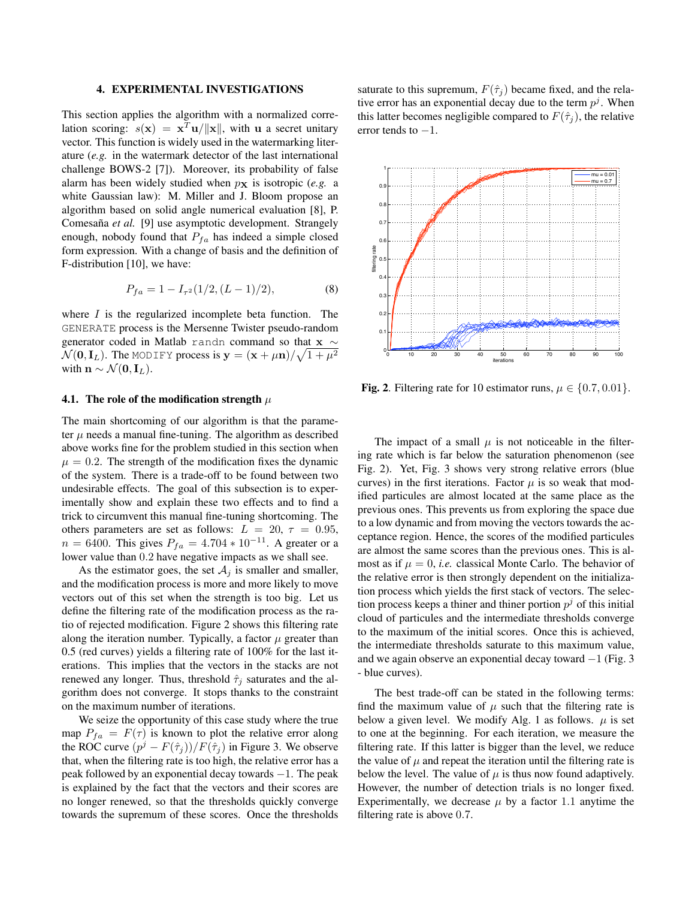## 4. EXPERIMENTAL INVESTIGATIONS

This section applies the algorithm with a normalized correlation scoring: $s(\mathbf{x}) = \mathbf{x}^T\mathbf{u}/\|\mathbf{x}\|$, with $\mathbf{u}$ a secret unitary vector. This function is widely used in the watermarking literature (*e.g.* in the watermark detector of the last international challenge BOWS-2 [7]). Moreover, its probability of false alarm has been widely studied when $p_{\mathbf{X}}$ is isotropic (*e.g.* a white Gaussian law): M. Miller and J. Bloom propose an algorithm based on solid angle numerical evaluation [8], P. Comesaña *et al.* [9] use asymptotic development. Strangely enough, nobody found that $P_{fa}$ has indeed a simple closed form expression. With a change of basis and the definition of F-distribution [10], we have:

$$P_{fa} = 1 - I_{\tau^2}(1/2, (L-1)/2), \tag{8}$$

where $I$ is the regularized incomplete beta function. The GENERATE process is the Mersenne Twister pseudo-random generator coded in Matlab randn command so that $\mathbf{x} \sim \mathcal{N}(\mathbf{0}, \mathbf{I}_L)$. The MODIFY process is $\mathbf{y} = (\mathbf{x} + \mu\mathbf{n})/\sqrt{1+\mu^2}$ with $\mathbf{n} \sim \mathcal{N}(\mathbf{0}, \mathbf{I}_L)$.

### 4.1. The role of the modification strength $\mu$

The main shortcoming of our algorithm is that the parameter $\mu$ needs a manual fine-tuning. The algorithm as described above works fine for the problem studied in this section when $\mu = 0.2$. The strength of the modification fixes the dynamic of the system. There is a trade-off to be found between two undesirable effects. The goal of this subsection is to experimentally show and explain these two effects and to find a trick to circumvent this manual fine-tuning shortcoming. The others parameters are set as follows: $L = 20$, $\tau = 0.95$, $n = 6400$. This gives $P_{fa} = 4.704 * 10^{-11}$. A greater or a lower value than $0.2$ have negative impacts as we shall see.

As the estimator goes, the set $\mathcal{A}_j$ is smaller and smaller, and the modification process is more and more likely to move vectors out of this set when the strength is too big. Let us define the filtering rate of the modification process as the ratio of rejected modification. Figure 2 shows this filtering rate along the iteration number. Typically, a factor $\mu$ greater than 0.5 (red curves) yields a filtering rate of 100% for the last iterations. This implies that the vectors in the stacks are not renewed any longer. Thus, threshold $\hat{\tau}_j$ saturates and the algorithm does not converge. It stops thanks to the constraint on the maximum number of iterations.

We seize the opportunity of this case study where the true map $P_{fa} = F(\tau)$ is known to plot the relative error along the ROC curve $(p^j - F(\hat{\tau}_j))/F(\hat{\tau}_j)$ in Figure 3. We observe that, when the filtering rate is too high, the relative error has a peak followed by an exponential decay towards $-1$. The peak is explained by the fact that the vectors and their scores are no longer renewed, so that the thresholds quickly converge towards the supremum of these scores. Once the thresholds saturate to this supremum, $F(\hat{\tau}_j)$ became fixed, and the relative error has an exponential decay due to the term $p^j$. When this latter becomes negligible compared to $F(\hat{\tau}_j)$, the relative error tends to $-1$.

**Fig. 2**. Filtering rate for 10 estimator runs, $\mu \in \{0.7, 0.01\}$.

The impact of a small $\mu$ is not noticeable in the filtering rate which is far below the saturation phenomenon (see Fig. 2). Yet, Fig. 3 shows very strong relative errors (blue curves) in the first iterations. Factor $\mu$ is so weak that modified particules are almost located at the same place as the previous ones. This prevents us from exploring the space due to a low dynamic and from moving the vectors towards the acceptance region. Hence, the scores of the modified particules are almost the same scores than the previous ones. This is almost as if $\mu = 0$, *i.e.* classical Monte Carlo. The behavior of the relative error is then strongly dependent on the initialization process which yields the first stack of vectors. The selection process keeps a thiner and thiner portion $p^j$ of this initial cloud of particules and the intermediate thresholds converge to the maximum of the initial scores. Once this is achieved, the intermediate thresholds saturate to this maximum value, and we again observe an exponential decay toward $-1$ (Fig. 3 - blue curves).

The best trade-off can be stated in the following terms: find the maximum value of $\mu$ such that the filtering rate is below a given level. We modify Alg. 1 as follows. $\mu$ is set to one at the beginning. For each iteration, we measure the filtering rate. If this latter is bigger than the level, we reduce the value of $\mu$ and repeat the iteration until the filtering rate is below the level. The value of $\mu$ is thus now found adaptively. However, the number of detection trials is no longer fixed. Experimentally, we decrease $\mu$ by a factor 1.1 anytime the filtering rate is above 0.7.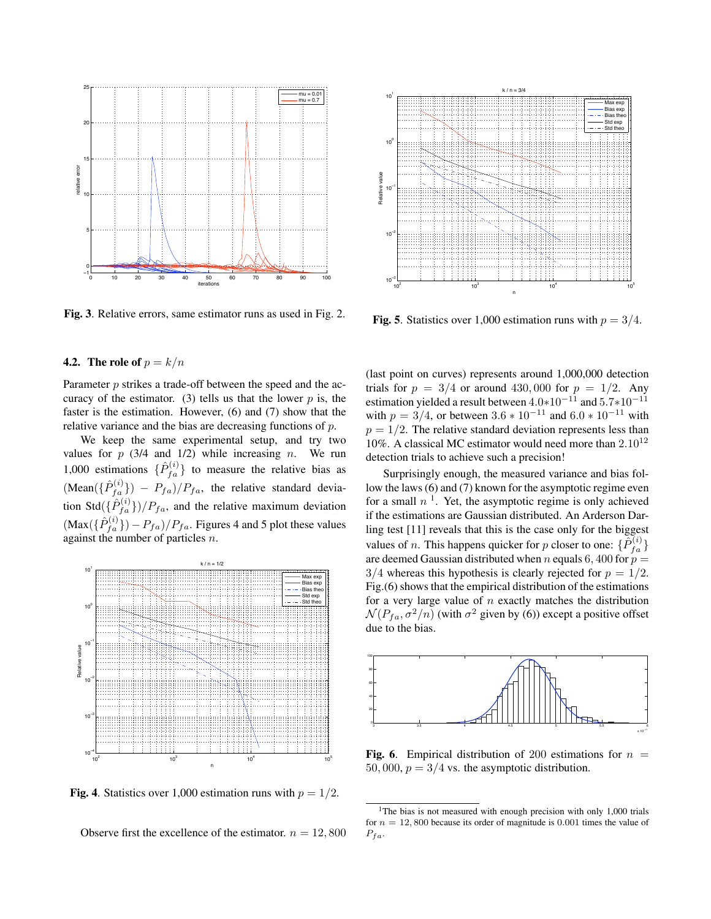Fig. 3. Relative errors, same estimator runs as used in Fig. 2.

Fig. 5. Statistics over 1,000 estimation runs with $p = 3/4$.

### 4.2. The role of $p = k/n$

Parameter $p$ strikes a trade-off between the speed and the accuracy of the estimator. (3) tells us that the lower $p$ is, the faster is the estimation. However, (6) and (7) show that the relative variance and the bias are decreasing functions of $p$.

We keep the same experimental setup, and try two values for $p$ (3/4 and 1/2) while increasing $n$. We run 1,000 estimations $\{\hat{P}_{fa}^{(i)}\}$ to measure the relative bias as $(\text{Mean}(\{\hat{P}_{fa}^{(i)}\}) - P_{fa})/P_{fa}$, the relative standard deviation $\text{Std}(\{\hat{P}_{fa}^{(i)}\})/P_{fa}$, and the relative maximum deviation $(\text{Max}(\{\hat{P}_{fa}^{(i)}\}) - P_{fa})/P_{fa}$. Figures 4 and 5 plot these values against the number of particles $n$.

Fig. 4. Statistics over 1,000 estimation runs with $p = 1/2$.

Observe first the excellence of the estimator. $n = 12,800$ (last point on curves) represents around 1,000,000 detection trials for $p = 3/4$ or around 430,000 for $p = 1/2$. Any estimation yielded a result between $4.0*10^{-11}$ and $5.7*10^{-11}$ with $p = 3/4$, or between $3.6 * 10^{-11}$ and $6.0 * 10^{-11}$ with $p = 1/2$. The relative standard deviation represents less than 10%. A classical MC estimator would need more than $2.10^{12}$ detection trials to achieve such a precision!

Surprisingly enough, the measured variance and bias follow the laws (6) and (7) known for the asymptotic regime even for a small $n$ [1]. Yet, the asymptotic regime is only achieved if the estimations are Gaussian distributed. An Arderson Darling test [11] reveals that this is the case only for the biggest values of $n$. This happens quicker for $p$ closer to one: $\{\hat{P}_{fa}^{(i)}\}$ are deemed Gaussian distributed when $n$ equals 6,400 for $p = 3/4$ whereas this hypothesis is clearly rejected for $p = 1/2$. Fig.(6) shows that the empirical distribution of the estimations for a very large value of $n$ exactly matches the distribution $\mathcal{N}(P_{fa}, \sigma^2/n)$ (with $\sigma^2$ given by (6)) except a positive offset due to the bias.

Fig. 6. Empirical distribution of 200 estimations for $n = 50,000$, $p = 3/4$ vs. the asymptotic distribution.

[1] The bias is not measured with enough precision with only 1,000 trials for $n = 12,800$ because its order of magnitude is 0.001 times the value of $P_{fa}$.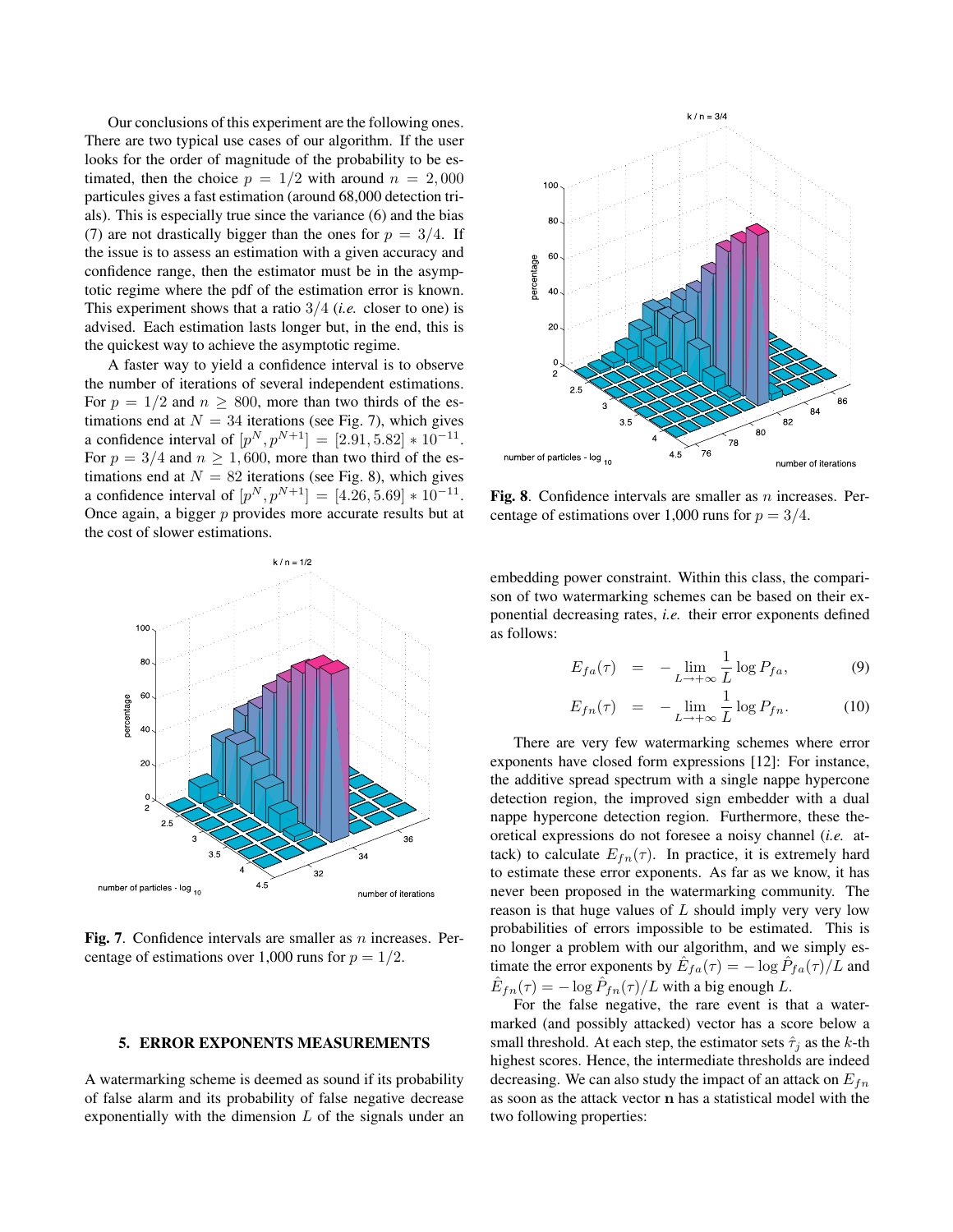Our conclusions of this experiment are the following ones. There are two typical use cases of our algorithm. If the user looks for the order of magnitude of the probability to be estimated, then the choice $p = 1/2$ with around $n = 2,000$ particules gives a fast estimation (around 68,000 detection trials). This is especially true since the variance (6) and the bias (7) are not drastically bigger than the ones for $p = 3/4$. If the issue is to assess an estimation with a given accuracy and confidence range, then the estimator must be in the asymptotic regime where the pdf of the estimation error is known. This experiment shows that a ratio $3/4$ (*i.e.* closer to one) is advised. Each estimation lasts longer but, in the end, this is the quickest way to achieve the asymptotic regime.

A faster way to yield a confidence interval is to observe the number of iterations of several independent estimations. For $p = 1/2$ and $n \geq 800$, more than two thirds of the estimations end at $N = 34$ iterations (see Fig. 7), which gives a confidence interval of $[p^N, p^{N+1}] = [2.91, 5.82] * 10^{-11}$. For $p = 3/4$ and $n \geq 1,600$, more than two third of the estimations end at $N = 82$ iterations (see Fig. 8), which gives a confidence interval of $[p^N, p^{N+1}] = [4.26, 5.69] * 10^{-11}$. Once again, a bigger $p$ provides more accurate results but at the cost of slower estimations.

**Fig. 7**. Confidence intervals are smaller as $n$ increases. Percentage of estimations over 1,000 runs for $p = 1/2$.

**Fig. 8**. Confidence intervals are smaller as $n$ increases. Percentage of estimations over 1,000 runs for $p = 3/4$.

## 5. ERROR EXPONENTS MEASUREMENTS

A watermarking scheme is deemed as sound if its probability of false alarm and its probability of false negative decrease exponentially with the dimension $L$ of the signals under an embedding power constraint. Within this class, the comparison of two watermarking schemes can be based on their exponential decreasing rates, *i.e.* their error exponents defined as follows:

$$E_{fa}(\tau) = -\lim_{L\to+\infty} \frac{1}{L} \log P_{fa}, \tag{9}$$

$$E_{fn}(\tau) = -\lim_{L\to+\infty} \frac{1}{L} \log P_{fn}. \tag{10}$$

There are very few watermarking schemes where error exponents have closed form expressions [12]: For instance, the additive spread spectrum with a single nappe hypercone detection region, the improved sign embedder with a dual nappe hypercone detection region. Furthermore, these theoretical expressions do not foresee a noisy channel (*i.e.* attack) to calculate $E_{fn}(\tau)$. In practice, it is extremely hard to estimate these error exponents. As far as we know, it has never been proposed in the watermarking community. The reason is that huge values of $L$ should imply very very low probabilities of errors impossible to be estimated. This is no longer a problem with our algorithm, and we simply estimate the error exponents by $\hat{E}_{fa}(\tau) = -\log \hat{P}_{fa}(\tau)/L$ and $\hat{E}_{fn}(\tau) = -\log \hat{P}_{fn}(\tau)/L$ with a big enough $L$.

For the false negative, the rare event is that a watermarked (and possibly attacked) vector has a score below a small threshold. At each step, the estimator sets $\hat{\tau}_j$ as the $k$-th highest scores. Hence, the intermediate thresholds are indeed decreasing. We can also study the impact of an attack on $E_{fn}$ as soon as the attack vector $\mathbf{n}$ has a statistical model with the two following properties: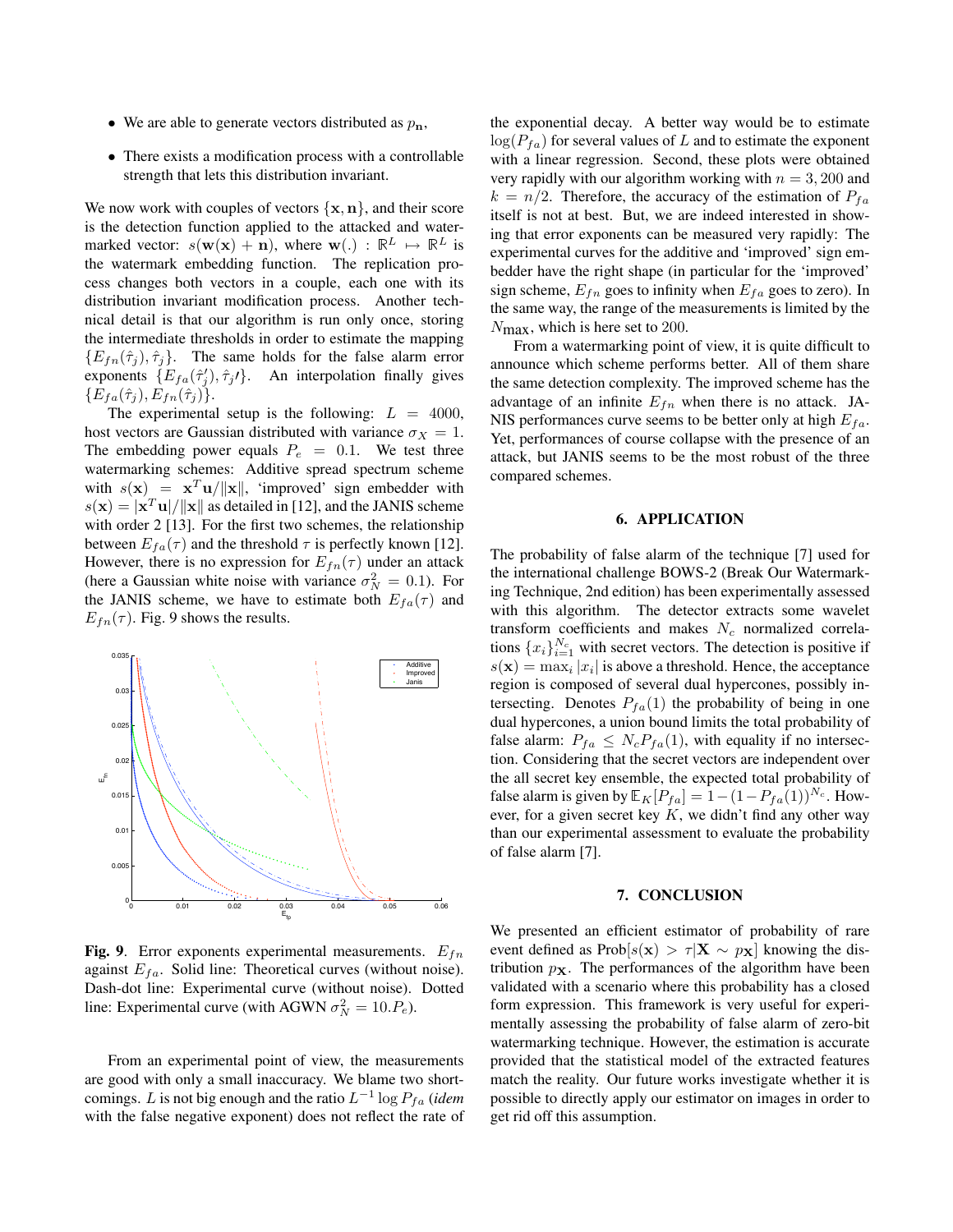- We are able to generate vectors distributed as $p_{\mathbf{n}}$,
- There exists a modification process with a controllable strength that lets this distribution invariant.

We now work with couples of vectors $\{\mathbf{x}, \mathbf{n}\}$, and their score is the detection function applied to the attacked and watermarked vector: $s(\mathbf{w}(\mathbf{x}) + \mathbf{n})$, where $\mathbf{w}(.) : \mathbb{R}^L \mapsto \mathbb{R}^L$ is the watermark embedding function. The replication process changes both vectors in a couple, each one with its distribution invariant modification process. Another technical detail is that our algorithm is run only once, storing the intermediate thresholds in order to estimate the mapping $\{E_{fn}(\hat{\tau}_j), \hat{\tau}_j\}$. The same holds for the false alarm error exponents $\{E_{fa}(\hat{\tau}'_j), \hat{\tau}_j\prime\}$. An interpolation finally gives $\{E_{fa}(\hat{\tau}_j), E_{fn}(\hat{\tau}_j)\}$.

The experimental setup is the following: $L = 4000$, host vectors are Gaussian distributed with variance $\sigma_X = 1$. The embedding power equals $P_e = 0.1$. We test three watermarking schemes: Additive spread spectrum scheme with $s(\mathbf{x}) = \mathbf{x}^T\mathbf{u}/\|\mathbf{x}\|$, 'improved' sign embedder with $s(\mathbf{x}) = |\mathbf{x}^T\mathbf{u}|/\|\mathbf{x}\|$ as detailed in [12], and the JANIS scheme with order 2 [13]. For the first two schemes, the relationship between $E_{fa}(\tau)$ and the threshold $\tau$ is perfectly known [12]. However, there is no expression for $E_{fn}(\tau)$ under an attack (here a Gaussian white noise with variance $\sigma_N^2 = 0.1$). For the JANIS scheme, we have to estimate both $E_{fa}(\tau)$ and $E_{fn}(\tau)$. Fig. 9 shows the results.

**Fig. 9**. Error exponents experimental measurements. $E_{fn}$ against $E_{fa}$. Solid line: Theoretical curves (without noise). Dash-dot line: Experimental curve (without noise). Dotted line: Experimental curve (with AGWN $\sigma_N^2 = 10.P_e$).

From an experimental point of view, the measurements are good with only a small inaccuracy. We blame two shortcomings. $L$ is not big enough and the ratio $L^{-1}\log P_{fa}$ (*idem* with the false negative exponent) does not reflect the rate of the exponential decay. A better way would be to estimate $\log(P_{fa})$ for several values of $L$ and to estimate the exponent with a linear regression. Second, these plots were obtained very rapidly with our algorithm working with $n = 3,200$ and $k = n/2$. Therefore, the accuracy of the estimation of $P_{fa}$ itself is not at best. But, we are indeed interested in showing that error exponents can be measured very rapidly: The experimental curves for the additive and 'improved' sign embedder have the right shape (in particular for the 'improved' sign scheme, $E_{fn}$ goes to infinity when $E_{fa}$ goes to zero). In the same way, the range of the measurements is limited by the $N_{\max}$, which is here set to 200.

From a watermarking point of view, it is quite difficult to announce which scheme performs better. All of them share the same detection complexity. The improved scheme has the advantage of an infinite $E_{fn}$ when there is no attack. JANIS performances curve seems to be better only at high $E_{fa}$. Yet, performances of course collapse with the presence of an attack, but JANIS seems to be the most robust of the three compared schemes.

## 6. APPLICATION

The probability of false alarm of the technique [7] used for the international challenge BOWS-2 (Break Our Watermarking Technique, 2nd edition) has been experimentally assessed with this algorithm. The detector extracts some wavelet transform coefficients and makes $N_c$ normalized correlations $\{x_i\}_{i=1}^{N_c}$ with secret vectors. The detection is positive if $s(\mathbf{x}) = \max_i |x_i|$ is above a threshold. Hence, the acceptance region is composed of several dual hypercones, possibly intersecting. Denotes $P_{fa}(1)$ the probability of being in one dual hypercones, a union bound limits the total probability of false alarm: $P_{fa} \leq N_c P_{fa}(1)$, with equality if no intersection. Considering that the secret vectors are independent over the all secret key ensemble, the expected total probability of false alarm is given by $\mathbb{E}_K[P_{fa}] = 1-(1-P_{fa}(1))^{N_c}$. However, for a given secret key $K$, we didn't find any other way than our experimental assessment to evaluate the probability of false alarm [7].

## 7. CONCLUSION

We presented an efficient estimator of probability of rare event defined as $\text{Prob}[s(\mathbf{x}) > \tau|\mathbf{X} \sim p_{\mathbf{X}}]$ knowing the distribution $p_{\mathbf{X}}$. The performances of the algorithm have been validated with a scenario where this probability has a closed form expression. This framework is very useful for experimentally assessing the probability of false alarm of zero-bit watermarking technique. However, the estimation is accurate provided that the statistical model of the extracted features match the reality. Our future works investigate whether it is possible to directly apply our estimator on images in order to get rid off this assumption.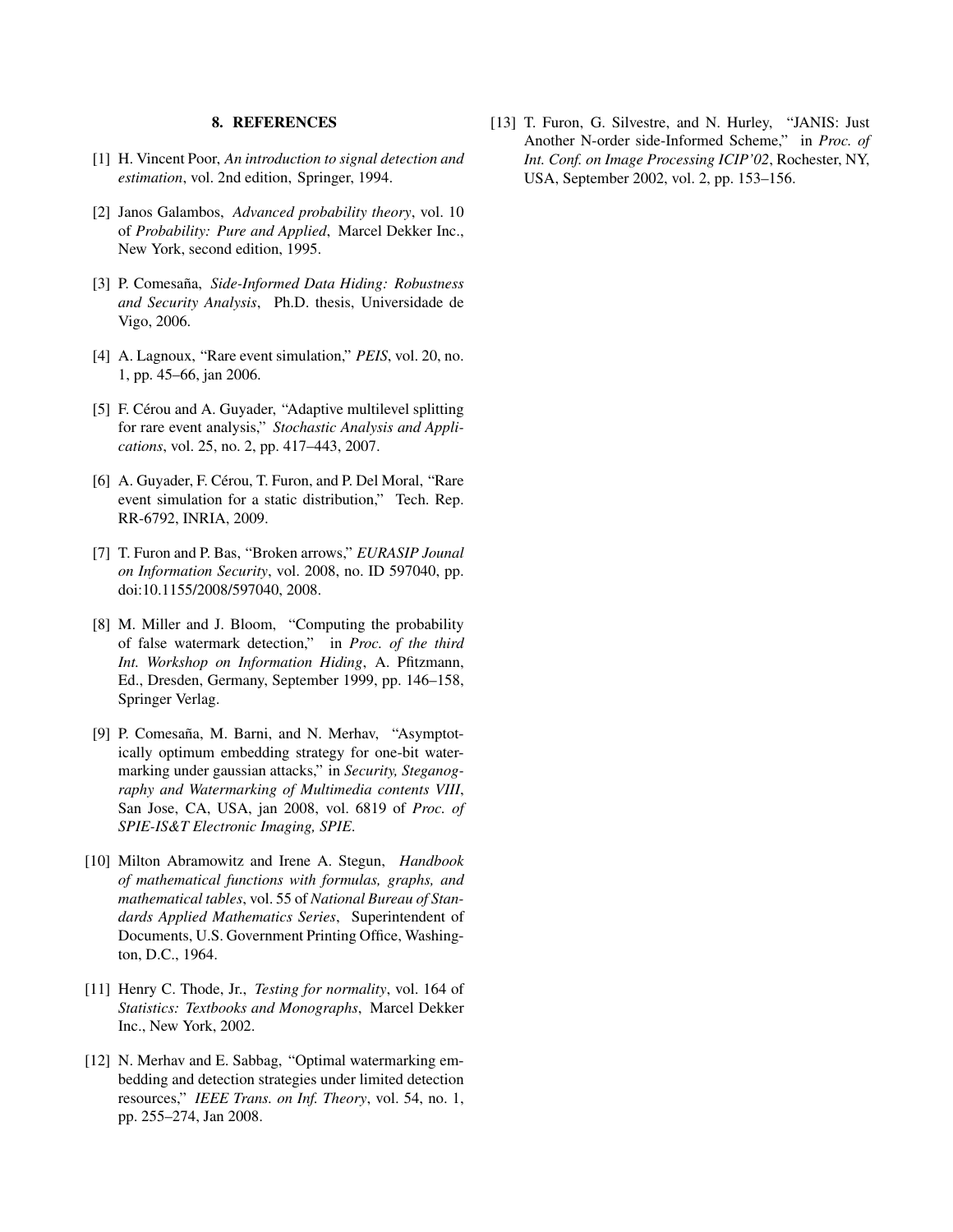## 8. REFERENCES

[1] H. Vincent Poor, *An introduction to signal detection and estimation*, vol. 2nd edition, Springer, 1994.

[2] Janos Galambos, *Advanced probability theory*, vol. 10 of *Probability: Pure and Applied*, Marcel Dekker Inc., New York, second edition, 1995.

[3] P. Comesaña, *Side-Informed Data Hiding: Robustness and Security Analysis*, Ph.D. thesis, Universidade de Vigo, 2006.

[4] A. Lagnoux, "Rare event simulation," *PEIS*, vol. 20, no. 1, pp. 45–66, jan 2006.

[5] F. Cérou and A. Guyader, "Adaptive multilevel splitting for rare event analysis," *Stochastic Analysis and Applications*, vol. 25, no. 2, pp. 417–443, 2007.

[6] A. Guyader, F. Cérou, T. Furon, and P. Del Moral, "Rare event simulation for a static distribution," Tech. Rep. RR-6792, INRIA, 2009.

[7] T. Furon and P. Bas, "Broken arrows," *EURASIP Jounal on Information Security*, vol. 2008, no. ID 597040, pp. doi:10.1155/2008/597040, 2008.

[8] M. Miller and J. Bloom, "Computing the probability of false watermark detection," in *Proc. of the third Int. Workshop on Information Hiding*, A. Pfitzmann, Ed., Dresden, Germany, September 1999, pp. 146–158, Springer Verlag.

[9] P. Comesaña, M. Barni, and N. Merhav, "Asymptotically optimum embedding strategy for one-bit watermarking under gaussian attacks," in *Security, Steganography and Watermarking of Multimedia contents VIII*, San Jose, CA, USA, jan 2008, vol. 6819 of *Proc. of SPIE-IS&T Electronic Imaging, SPIE*.

[10] Milton Abramowitz and Irene A. Stegun, *Handbook of mathematical functions with formulas, graphs, and mathematical tables*, vol. 55 of *National Bureau of Standards Applied Mathematics Series*, Superintendent of Documents, U.S. Government Printing Office, Washington, D.C., 1964.

[11] Henry C. Thode, Jr., *Testing for normality*, vol. 164 of *Statistics: Textbooks and Monographs*, Marcel Dekker Inc., New York, 2002.

[12] N. Merhav and E. Sabbag, "Optimal watermarking embedding and detection strategies under limited detection resources," *IEEE Trans. on Inf. Theory*, vol. 54, no. 1, pp. 255–274, Jan 2008.

[13] T. Furon, G. Silvestre, and N. Hurley, "JANIS: Just Another N-order side-Informed Scheme," in *Proc. of Int. Conf. on Image Processing ICIP'02*, Rochester, NY, USA, September 2002, vol. 2, pp. 153–156.